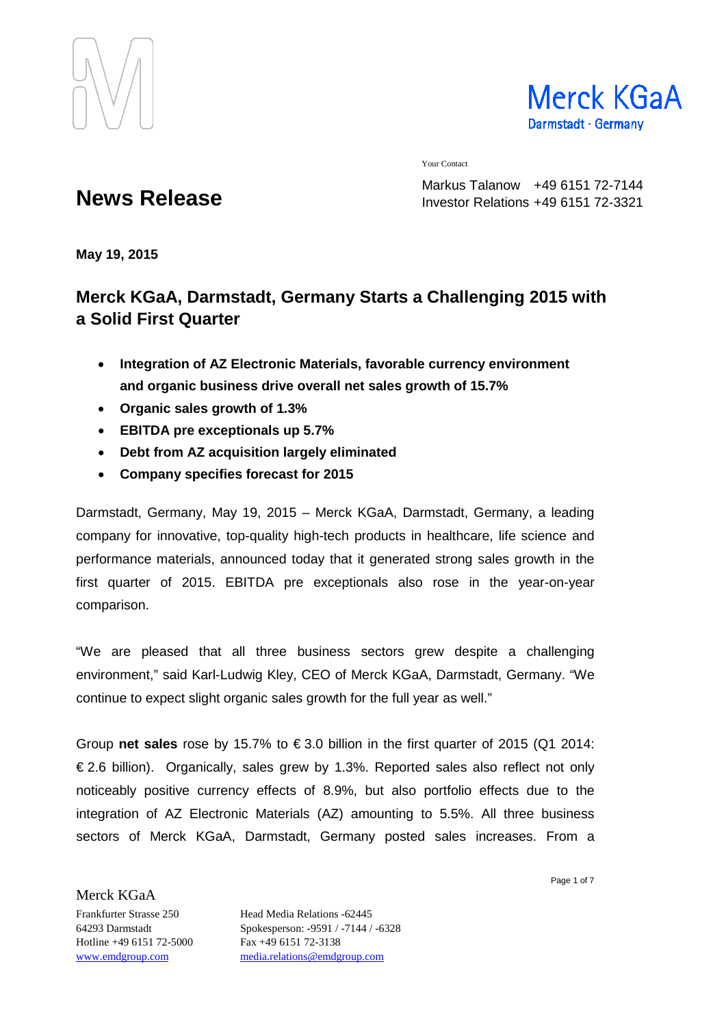Merck KGaA
Darmstadt · Germany

Your Contact

Markus Talanow +49 6151 72-7144
Investor Relations +49 6151 72-3321

# News Release

**May 19, 2015**

## Merck KGaA, Darmstadt, Germany Starts a Challenging 2015 with a Solid First Quarter

- **Integration of AZ Electronic Materials, favorable currency environment and organic business drive overall net sales growth of 15.7%**
- **Organic sales growth of 1.3%**
- **EBITDA pre exceptionals up 5.7%**
- **Debt from AZ acquisition largely eliminated**
- **Company specifies forecast for 2015**

Darmstadt, Germany, May 19, 2015 – Merck KGaA, Darmstadt, Germany, a leading company for innovative, top-quality high-tech products in healthcare, life science and performance materials, announced today that it generated strong sales growth in the first quarter of 2015. EBITDA pre exceptionals also rose in the year-on-year comparison.

"We are pleased that all three business sectors grew despite a challenging environment," said Karl-Ludwig Kley, CEO of Merck KGaA, Darmstadt, Germany. "We continue to expect slight organic sales growth for the full year as well."

Group **net sales** rose by 15.7% to € 3.0 billion in the first quarter of 2015 (Q1 2014: € 2.6 billion). Organically, sales grew by 1.3%. Reported sales also reflect not only noticeably positive currency effects of 8.9%, but also portfolio effects due to the integration of AZ Electronic Materials (AZ) amounting to 5.5%. All three business sectors of Merck KGaA, Darmstadt, Germany posted sales increases. From a

Merck KGaA
Frankfurter Strasse 250
64293 Darmstadt
Hotline +49 6151 72-5000
www.emdgroup.com

Head Media Relations -62445
Spokesperson: -9591 / -7144 / -6328
Fax +49 6151 72-3138
media.relations@emdgroup.com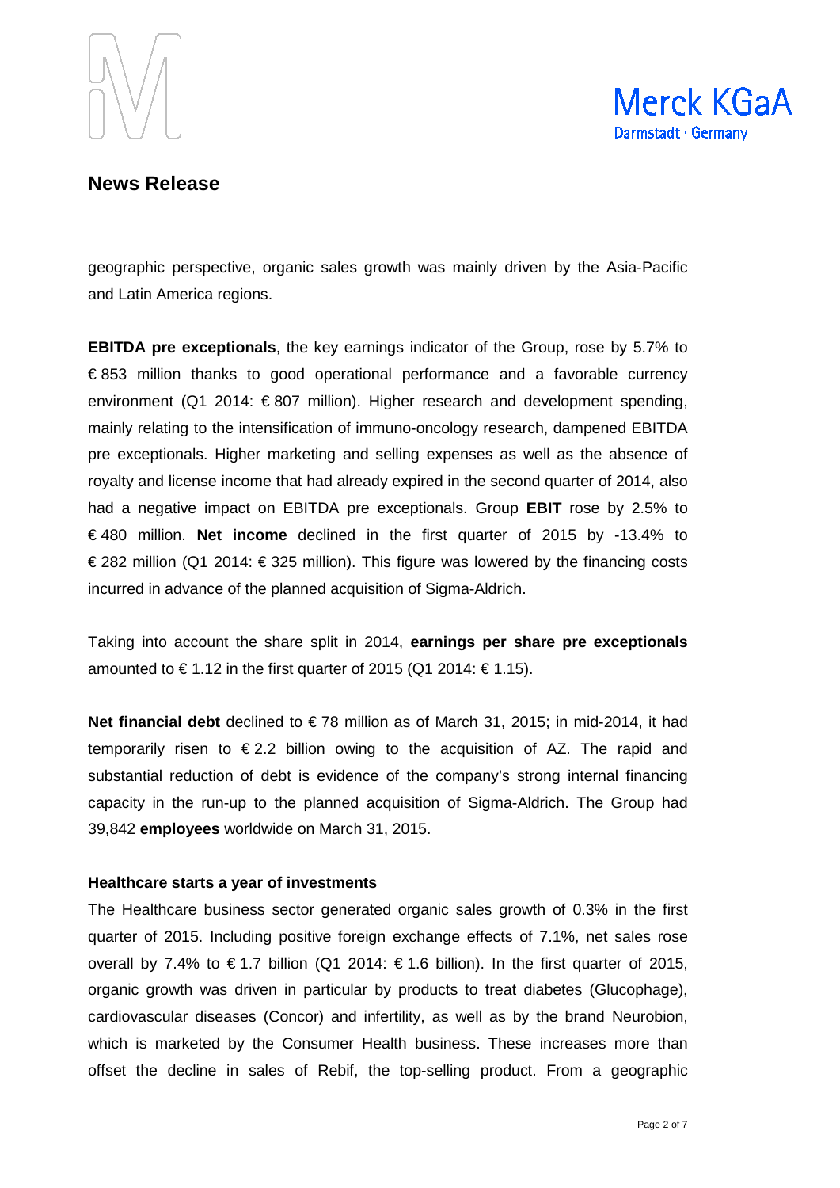geographic perspective, organic sales growth was mainly driven by the Asia-Pacific and Latin America regions.

**EBITDA pre exceptionals**, the key earnings indicator of the Group, rose by 5.7% to € 853 million thanks to good operational performance and a favorable currency environment (Q1 2014: € 807 million). Higher research and development spending, mainly relating to the intensification of immuno-oncology research, dampened EBITDA pre exceptionals. Higher marketing and selling expenses as well as the absence of royalty and license income that had already expired in the second quarter of 2014, also had a negative impact on EBITDA pre exceptionals. Group **EBIT** rose by 2.5% to € 480 million. **Net income** declined in the first quarter of 2015 by -13.4% to € 282 million (Q1 2014: € 325 million). This figure was lowered by the financing costs incurred in advance of the planned acquisition of Sigma-Aldrich.

Taking into account the share split in 2014, **earnings per share pre exceptionals** amounted to € 1.12 in the first quarter of 2015 (Q1 2014: € 1.15).

**Net financial debt** declined to € 78 million as of March 31, 2015; in mid-2014, it had temporarily risen to € 2.2 billion owing to the acquisition of AZ. The rapid and substantial reduction of debt is evidence of the company's strong internal financing capacity in the run-up to the planned acquisition of Sigma-Aldrich. The Group had 39,842 **employees** worldwide on March 31, 2015.

**Healthcare starts a year of investments**

The Healthcare business sector generated organic sales growth of 0.3% in the first quarter of 2015. Including positive foreign exchange effects of 7.1%, net sales rose overall by 7.4% to € 1.7 billion (Q1 2014: € 1.6 billion). In the first quarter of 2015, organic growth was driven in particular by products to treat diabetes (Glucophage), cardiovascular diseases (Concor) and infertility, as well as by the brand Neurobion, which is marketed by the Consumer Health business. These increases more than offset the decline in sales of Rebif, the top-selling product. From a geographic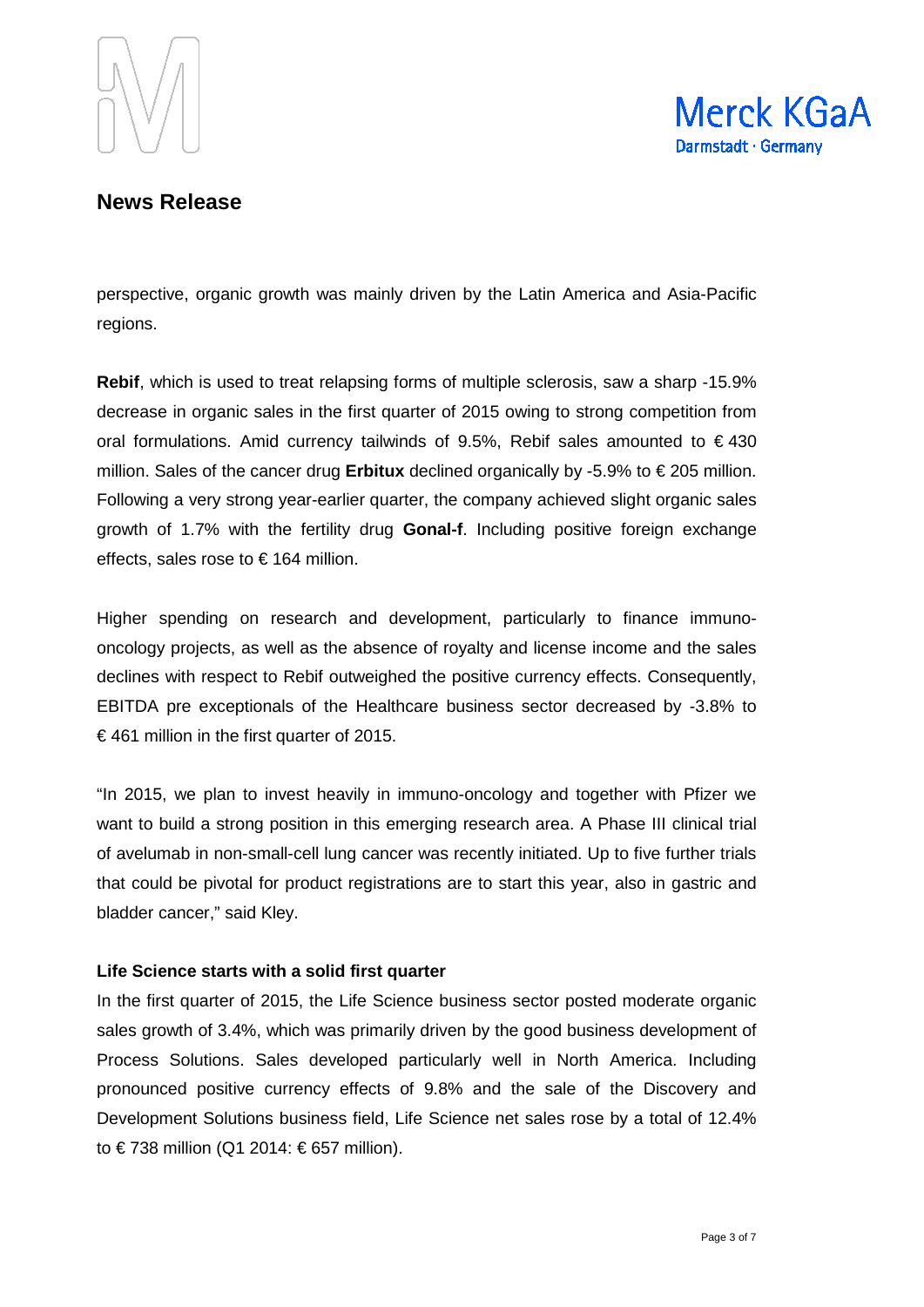perspective, organic growth was mainly driven by the Latin America and Asia-Pacific regions.

**Rebif**, which is used to treat relapsing forms of multiple sclerosis, saw a sharp -15.9% decrease in organic sales in the first quarter of 2015 owing to strong competition from oral formulations. Amid currency tailwinds of 9.5%, Rebif sales amounted to € 430 million. Sales of the cancer drug **Erbitux** declined organically by -5.9% to € 205 million. Following a very strong year-earlier quarter, the company achieved slight organic sales growth of 1.7% with the fertility drug **Gonal-f**. Including positive foreign exchange effects, sales rose to € 164 million.

Higher spending on research and development, particularly to finance immuno-oncology projects, as well as the absence of royalty and license income and the sales declines with respect to Rebif outweighed the positive currency effects. Consequently, EBITDA pre exceptionals of the Healthcare business sector decreased by -3.8% to € 461 million in the first quarter of 2015.

"In 2015, we plan to invest heavily in immuno-oncology and together with Pfizer we want to build a strong position in this emerging research area. A Phase III clinical trial of avelumab in non-small-cell lung cancer was recently initiated. Up to five further trials that could be pivotal for product registrations are to start this year, also in gastric and bladder cancer," said Kley.

**Life Science starts with a solid first quarter**

In the first quarter of 2015, the Life Science business sector posted moderate organic sales growth of 3.4%, which was primarily driven by the good business development of Process Solutions. Sales developed particularly well in North America. Including pronounced positive currency effects of 9.8% and the sale of the Discovery and Development Solutions business field, Life Science net sales rose by a total of 12.4% to € 738 million (Q1 2014: € 657 million).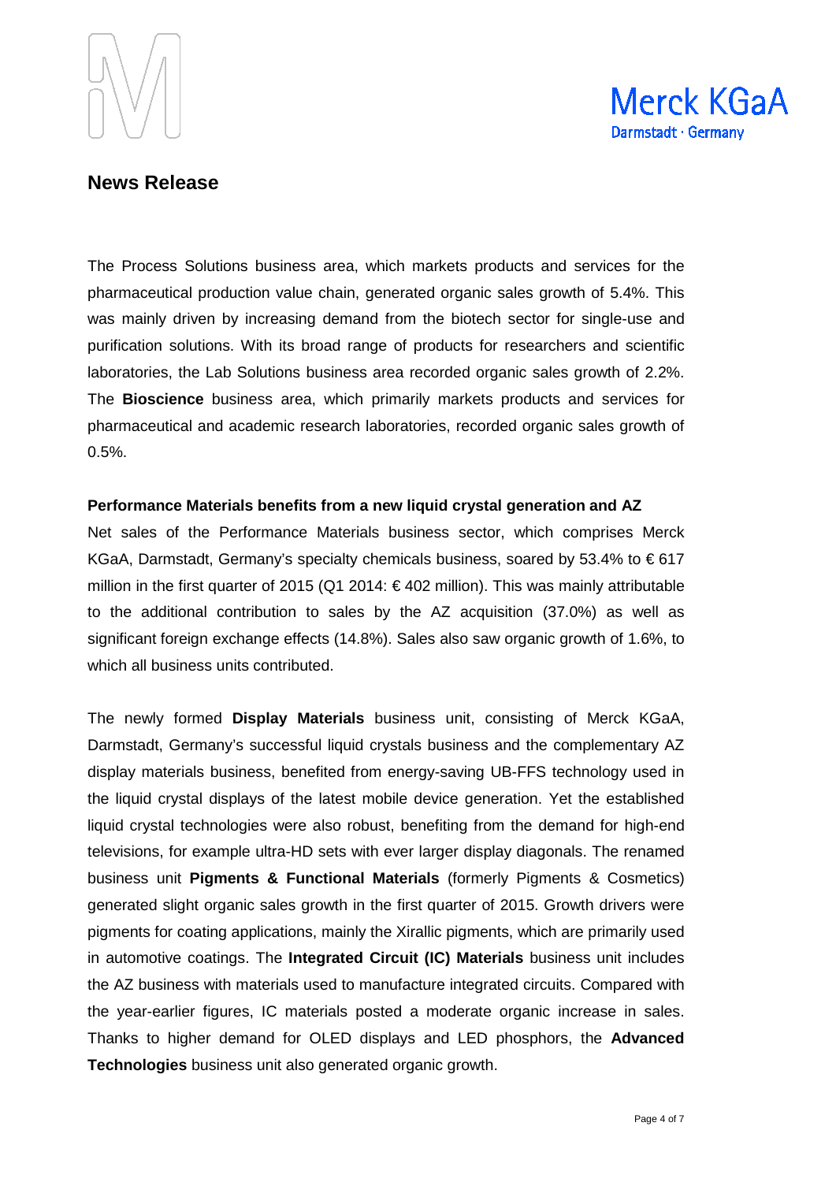The Process Solutions business area, which markets products and services for the pharmaceutical production value chain, generated organic sales growth of 5.4%. This was mainly driven by increasing demand from the biotech sector for single-use and purification solutions. With its broad range of products for researchers and scientific laboratories, the Lab Solutions business area recorded organic sales growth of 2.2%. The **Bioscience** business area, which primarily markets products and services for pharmaceutical and academic research laboratories, recorded organic sales growth of 0.5%.

**Performance Materials benefits from a new liquid crystal generation and AZ**

Net sales of the Performance Materials business sector, which comprises Merck KGaA, Darmstadt, Germany's specialty chemicals business, soared by 53.4% to € 617 million in the first quarter of 2015 (Q1 2014: € 402 million). This was mainly attributable to the additional contribution to sales by the AZ acquisition (37.0%) as well as significant foreign exchange effects (14.8%). Sales also saw organic growth of 1.6%, to which all business units contributed.

The newly formed **Display Materials** business unit, consisting of Merck KGaA, Darmstadt, Germany's successful liquid crystals business and the complementary AZ display materials business, benefited from energy-saving UB-FFS technology used in the liquid crystal displays of the latest mobile device generation. Yet the established liquid crystal technologies were also robust, benefiting from the demand for high-end televisions, for example ultra-HD sets with ever larger display diagonals. The renamed business unit **Pigments & Functional Materials** (formerly Pigments & Cosmetics) generated slight organic sales growth in the first quarter of 2015. Growth drivers were pigments for coating applications, mainly the Xirallic pigments, which are primarily used in automotive coatings. The **Integrated Circuit (IC) Materials** business unit includes the AZ business with materials used to manufacture integrated circuits. Compared with the year-earlier figures, IC materials posted a moderate organic increase in sales. Thanks to higher demand for OLED displays and LED phosphors, the **Advanced Technologies** business unit also generated organic growth.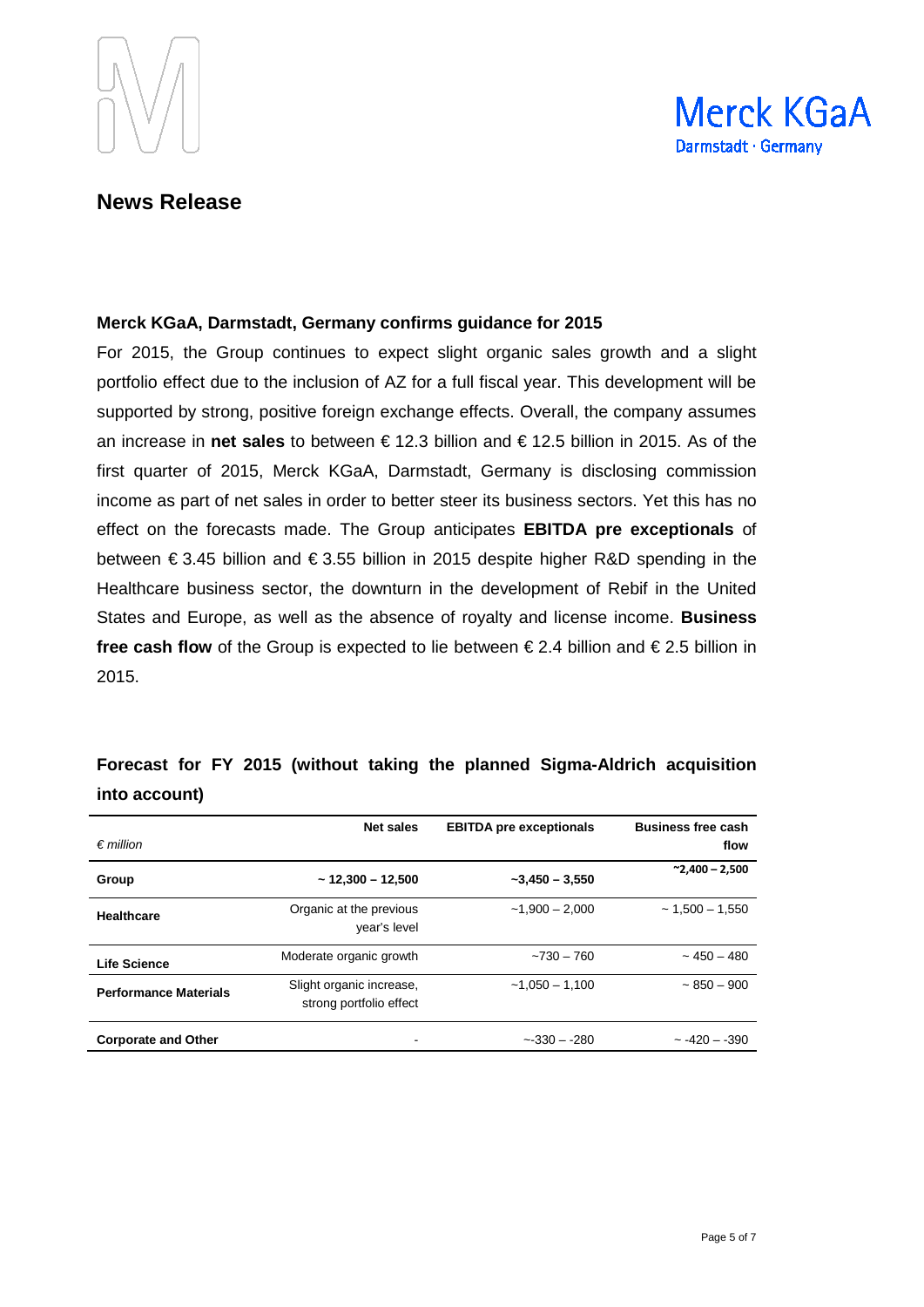## News Release

### Merck KGaA, Darmstadt, Germany confirms guidance for 2015

For 2015, the Group continues to expect slight organic sales growth and a slight portfolio effect due to the inclusion of AZ for a full fiscal year. This development will be supported by strong, positive foreign exchange effects. Overall, the company assumes an increase in **net sales** to between € 12.3 billion and € 12.5 billion in 2015. As of the first quarter of 2015, Merck KGaA, Darmstadt, Germany is disclosing commission income as part of net sales in order to better steer its business sectors. Yet this has no effect on the forecasts made. The Group anticipates **EBITDA pre exceptionals** of between € 3.45 billion and € 3.55 billion in 2015 despite higher R&D spending in the Healthcare business sector, the downturn in the development of Rebif in the United States and Europe, as well as the absence of royalty and license income. **Business free cash flow** of the Group is expected to lie between € 2.4 billion and € 2.5 billion in 2015.

### Forecast for FY 2015 (without taking the planned Sigma-Aldrich acquisition into account)

| *€ million* | **Net sales** | **EBITDA pre exceptionals** | **Business free cash flow** |
|---|---|---|---|
| **Group** | **~ 12,300 – 12,500** | **~3,450 – 3,550** | **~2,400 – 2,500** |
| **Healthcare** | Organic at the previous year's level | ~1,900 – 2,000 | ~ 1,500 – 1,550 |
| **Life Science** | Moderate organic growth | ~730 – 760 | ~ 450 – 480 |
| **Performance Materials** | Slight organic increase, strong portfolio effect | ~1,050 – 1,100 | ~ 850 – 900 |
| **Corporate and Other** | - | ~-330 – -280 | ~ -420 – -390 |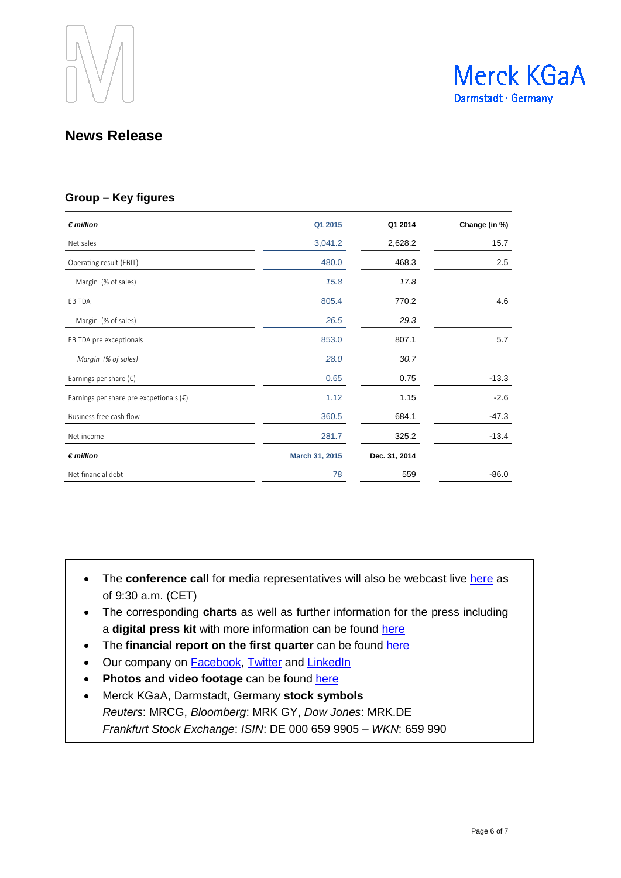## News Release

### Group – Key figures

| *€ million* | Q1 2015 | Q1 2014 | Change (in %) |
|---|---|---|---|
| Net sales | 3,041.2 | 2,628.2 | 15.7 |
| Operating result (EBIT) | 480.0 | 468.3 | 2.5 |
| Margin (% of sales) | *15.8* | *17.8* | |
| EBITDA | 805.4 | 770.2 | 4.6 |
| Margin (% of sales) | *26.5* | *29.3* | |
| EBITDA pre exceptionals | 853.0 | 807.1 | 5.7 |
| *Margin (% of sales)* | *28.0* | *30.7* | |
| Earnings per share (€) | 0.65 | 0.75 | -13.3 |
| Earnings per share pre excpetionals (€) | 1.12 | 1.15 | -2.6 |
| Business free cash flow | 360.5 | 684.1 | -47.3 |
| Net income | 281.7 | 325.2 | -13.4 |
| ***€ million*** | **March 31, 2015** | **Dec. 31, 2014** | |
| Net financial debt | 78 | 559 | -86.0 |

- The **conference call** for media representatives will also be webcast live here as of 9:30 a.m. (CET)
- The corresponding **charts** as well as further information for the press including a **digital press kit** with more information can be found here
- The **financial report on the first quarter** can be found here
- Our company on Facebook, Twitter and LinkedIn
- **Photos and video footage** can be found here
- Merck KGaA, Darmstadt, Germany **stock symbols**
  *Reuters*: MRCG, *Bloomberg*: MRK GY, *Dow Jones*: MRK.DE
  *Frankfurt Stock Exchange*: *ISIN*: DE 000 659 9905 – *WKN*: 659 990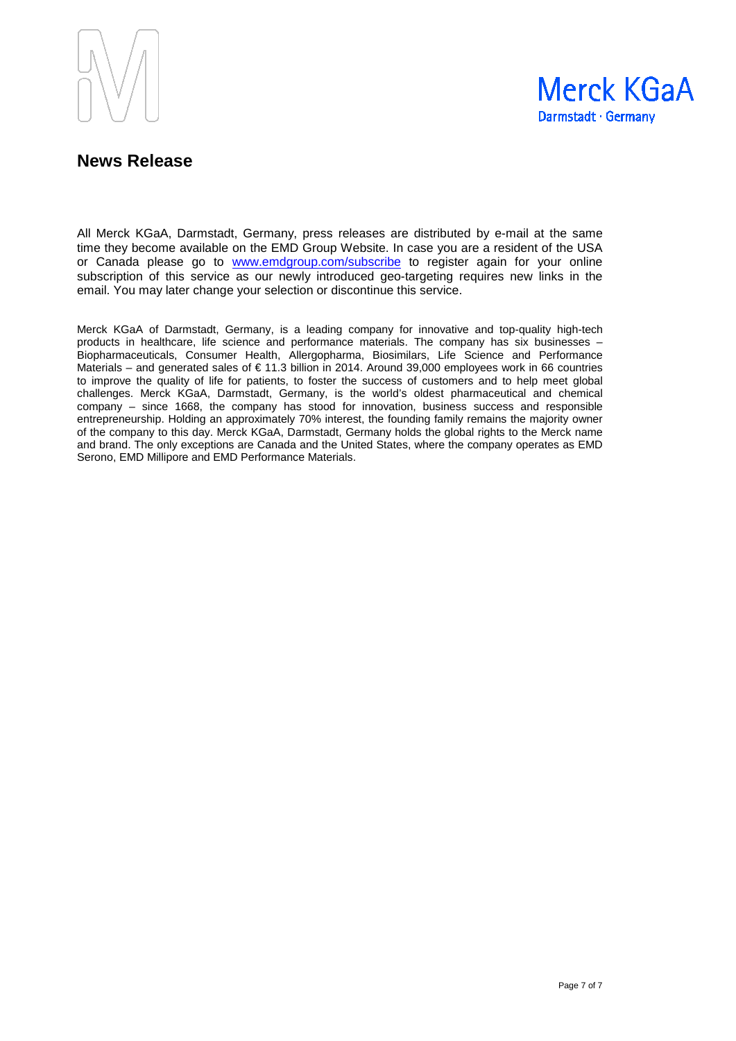## News Release

All Merck KGaA, Darmstadt, Germany, press releases are distributed by e-mail at the same time they become available on the EMD Group Website. In case you are a resident of the USA or Canada please go to www.emdgroup.com/subscribe to register again for your online subscription of this service as our newly introduced geo-targeting requires new links in the email. You may later change your selection or discontinue this service.

Merck KGaA of Darmstadt, Germany, is a leading company for innovative and top-quality high-tech products in healthcare, life science and performance materials. The company has six businesses – Biopharmaceuticals, Consumer Health, Allergopharma, Biosimilars, Life Science and Performance Materials – and generated sales of € 11.3 billion in 2014. Around 39,000 employees work in 66 countries to improve the quality of life for patients, to foster the success of customers and to help meet global challenges. Merck KGaA, Darmstadt, Germany, is the world's oldest pharmaceutical and chemical company – since 1668, the company has stood for innovation, business success and responsible entrepreneurship. Holding an approximately 70% interest, the founding family remains the majority owner of the company to this day. Merck KGaA, Darmstadt, Germany holds the global rights to the Merck name and brand. The only exceptions are Canada and the United States, where the company operates as EMD Serono, EMD Millipore and EMD Performance Materials.